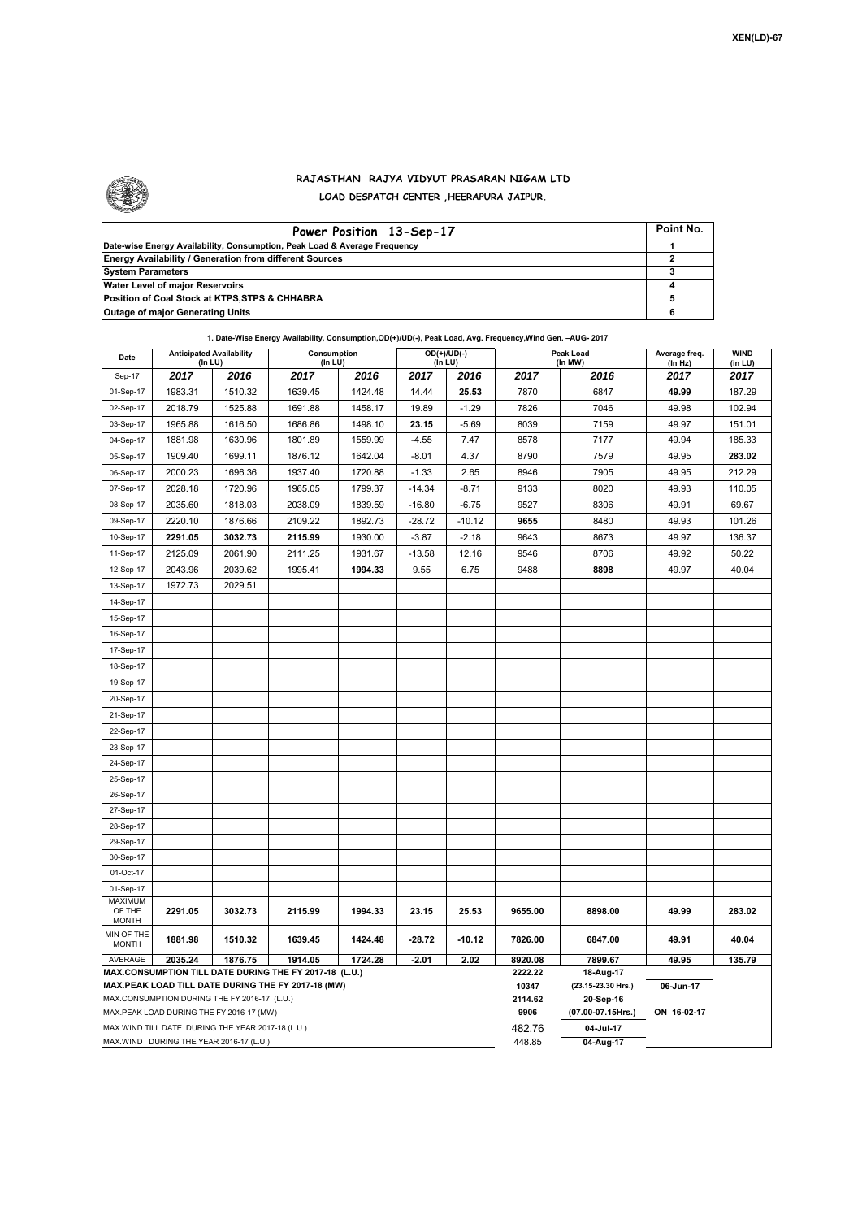XEN(LD)-67

## RAJASTHAN RAJYA VIDYUT PRASARAN NIGAM LTD

### LOAD DESPATCH CENTER ,HEERAPURA JAIPUR.

| Power Position 13-Sep-17 | Point No. |
|---|---|
| Date-wise Energy Availability, Consumption, Peak Load & Average Frequency | 1 |
| Energy Availability / Generation from different Sources | 2 |
| System Parameters | 3 |
| Water Level of major Reservoirs | 4 |
| Position of Coal Stock at KTPS,STPS & CHHABRA | 5 |
| Outage of major Generating Units | 6 |

**1. Date-Wise Energy Availability, Consumption,OD(+)/UD(-), Peak Load, Avg. Frequency,Wind Gen. –AUG- 2017**

| Date | Anticipated Availability (In LU) | | Consumption (In LU) | | OD(+)/UD(-) (In LU) | | Peak Load (In MW) | | Average freq. (In Hz) | WIND (in LU) |
|---|---|---|---|---|---|---|---|---|---|---|
| Sep-17 | 2017 | 2016 | 2017 | 2016 | 2017 | 2016 | 2017 | 2016 | 2017 | 2017 |
| 01-Sep-17 | 1983.31 | 1510.32 | 1639.45 | 1424.48 | 14.44 | 25.53 | 7870 | 6847 | 49.99 | 187.29 |
| 02-Sep-17 | 2018.79 | 1525.88 | 1691.88 | 1458.17 | 19.89 | -1.29 | 7826 | 7046 | 49.98 | 102.94 |
| 03-Sep-17 | 1965.88 | 1616.50 | 1686.86 | 1498.10 | 23.15 | -5.69 | 8039 | 7159 | 49.97 | 151.01 |
| 04-Sep-17 | 1881.98 | 1630.96 | 1801.89 | 1559.99 | -4.55 | 7.47 | 8578 | 7177 | 49.94 | 185.33 |
| 05-Sep-17 | 1909.40 | 1699.11 | 1876.12 | 1642.04 | -8.01 | 4.37 | 8790 | 7579 | 49.95 | 283.02 |
| 06-Sep-17 | 2000.23 | 1696.36 | 1937.40 | 1720.88 | -1.33 | 2.65 | 8946 | 7905 | 49.95 | 212.29 |
| 07-Sep-17 | 2028.18 | 1720.96 | 1965.05 | 1799.37 | -14.34 | -8.71 | 9133 | 8020 | 49.93 | 110.05 |
| 08-Sep-17 | 2035.60 | 1818.03 | 2038.09 | 1839.59 | -16.80 | -6.75 | 9527 | 8306 | 49.91 | 69.67 |
| 09-Sep-17 | 2220.10 | 1876.66 | 2109.22 | 1892.73 | -28.72 | -10.12 | 9655 | 8480 | 49.93 | 101.26 |
| 10-Sep-17 | 2291.05 | 3032.73 | 2115.99 | 1930.00 | -3.87 | -2.18 | 9643 | 8673 | 49.97 | 136.37 |
| 11-Sep-17 | 2125.09 | 2061.90 | 2111.25 | 1931.67 | -13.58 | 12.16 | 9546 | 8706 | 49.92 | 50.22 |
| 12-Sep-17 | 2043.96 | 2039.62 | 1995.41 | 1994.33 | 9.55 | 6.75 | 9488 | 8898 | 49.97 | 40.04 |
| 13-Sep-17 | 1972.73 | 2029.51 | | | | | | | | |
| 14-Sep-17 | | | | | | | | | | |
| 15-Sep-17 | | | | | | | | | | |
| 16-Sep-17 | | | | | | | | | | |
| 17-Sep-17 | | | | | | | | | | |
| 18-Sep-17 | | | | | | | | | | |
| 19-Sep-17 | | | | | | | | | | |
| 20-Sep-17 | | | | | | | | | | |
| 21-Sep-17 | | | | | | | | | | |
| 22-Sep-17 | | | | | | | | | | |
| 23-Sep-17 | | | | | | | | | | |
| 24-Sep-17 | | | | | | | | | | |
| 25-Sep-17 | | | | | | | | | | |
| 26-Sep-17 | | | | | | | | | | |
| 27-Sep-17 | | | | | | | | | | |
| 28-Sep-17 | | | | | | | | | | |
| 29-Sep-17 | | | | | | | | | | |
| 30-Sep-17 | | | | | | | | | | |
| 01-Oct-17 | | | | | | | | | | |
| 01-Sep-17 | | | | | | | | | | |
| MAXIMUM OF THE MONTH | 2291.05 | 3032.73 | 2115.99 | 1994.33 | 23.15 | 25.53 | 9655.00 | 8898.00 | 49.99 | 283.02 |
| MIN OF THE MONTH | 1881.98 | 1510.32 | 1639.45 | 1424.48 | -28.72 | -10.12 | 7826.00 | 6847.00 | 49.91 | 40.04 |
| AVERAGE | 2035.24 | 1876.75 | 1914.05 | 1724.28 | -2.01 | 2.02 | 8920.08 | 7899.67 | 49.95 | 135.79 |
| MAX.CONSUMPTION TILL DATE DURING THE FY 2017-18 (L.U.) | | | | | | | 2222.22 | 18-Aug-17 | | |
| MAX.PEAK LOAD TILL DATE DURING THE FY 2017-18 (MW) | | | | | | | 10347 | (23.15-23.30 Hrs.) | 06-Jun-17 | |
| MAX.CONSUMPTION DURING THE FY 2016-17 (L.U.) | | | | | | | 2114.62 | 20-Sep-16 | | |
| MAX.PEAK LOAD DURING THE FY 2016-17 (MW) | | | | | | | 9906 | (07.00-07.15Hrs.) | ON 16-02-17 | |
| MAX.WIND TILL DATE DURING THE YEAR 2017-18 (L.U.) | | | | | | | 482.76 | 04-Jul-17 | | |
| MAX.WIND DURING THE YEAR 2016-17 (L.U.) | | | | | | | 448.85 | 04-Aug-17 | | |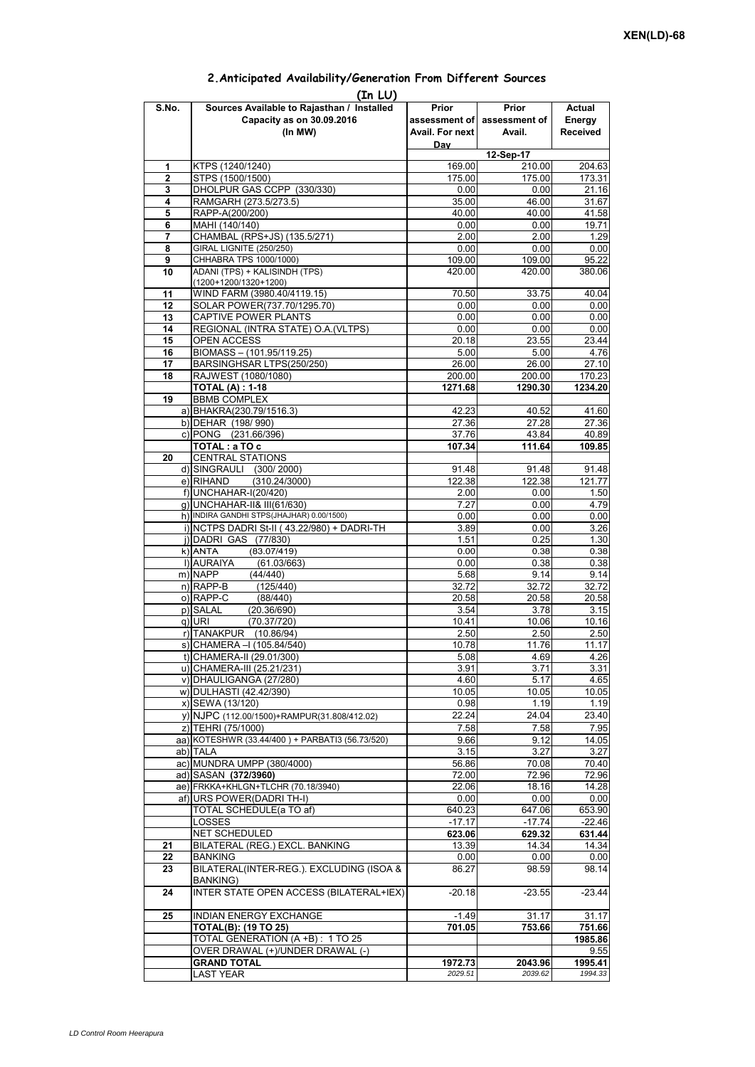XEN(LD)-68

## 2.Anticipated Availability/Generation From Different Sources

(In LU)

| S.No. | Sources Available to Rajasthan / Installed Capacity as on 30.09.2016 (In MW) | Prior assessment of Avail. For next Day | Prior assessment of Avail. | Actual Energy Received |
|---|---|---|---|---|
| | | 12-Sep-17 | | |
| 1 | KTPS (1240/1240) | 169.00 | 210.00 | 204.63 |
| 2 | STPS (1500/1500) | 175.00 | 175.00 | 173.31 |
| 3 | DHOLPUR GAS CCPP (330/330) | 0.00 | 0.00 | 21.16 |
| 4 | RAMGARH (273.5/273.5) | 35.00 | 46.00 | 31.67 |
| 5 | RAPP-A(200/200) | 40.00 | 40.00 | 41.58 |
| 6 | MAHI (140/140) | 0.00 | 0.00 | 19.71 |
| 7 | CHAMBAL (RPS+JS) (135.5/271) | 2.00 | 2.00 | 1.29 |
| 8 | GIRAL LIGNITE (250/250) | 0.00 | 0.00 | 0.00 |
| 9 | CHHABRA TPS 1000/1000) | 109.00 | 109.00 | 95.22 |
| 10 | ADANI (TPS) + KALISINDH (TPS) (1200+1200/1320+1200) | 420.00 | 420.00 | 380.06 |
| 11 | WIND FARM (3980.40/4119.15) | 70.50 | 33.75 | 40.04 |
| 12 | SOLAR POWER(737.70/1295.70) | 0.00 | 0.00 | 0.00 |
| 13 | CAPTIVE POWER PLANTS | 0.00 | 0.00 | 0.00 |
| 14 | REGIONAL (INTRA STATE) O.A.(VLTPS) | 0.00 | 0.00 | 0.00 |
| 15 | OPEN ACCESS | 20.18 | 23.55 | 23.44 |
| 16 | BIOMASS – (101.95/119.25) | 5.00 | 5.00 | 4.76 |
| 17 | BARSINGHSAR LTPS(250/250) | 26.00 | 26.00 | 27.10 |
| 18 | RAJWEST (1080/1080) | 200.00 | 200.00 | 170.23 |
| | **TOTAL (A) : 1-18** | **1271.68** | **1290.30** | **1234.20** |
| 19 | BBMB COMPLEX | | | |
| | a) BHAKRA(230.79/1516.3) | 42.23 | 40.52 | 41.60 |
| | b) DEHAR (198/ 990) | 27.36 | 27.28 | 27.36 |
| | c) PONG (231.66/396) | 37.76 | 43.84 | 40.89 |
| | **TOTAL : a TO c** | **107.34** | **111.64** | **109.85** |
| 20 | CENTRAL STATIONS | | | |
| | d) SINGRAULI (300/ 2000) | 91.48 | 91.48 | 91.48 |
| | e) RIHAND (310.24/3000) | 122.38 | 122.38 | 121.77 |
| | f) UNCHAHAR-I(20/420) | 2.00 | 0.00 | 1.50 |
| | g) UNCHAHAR-II& III(61/630) | 7.27 | 0.00 | 4.79 |
| | h) INDIRA GANDHI STPS(JHAJHAR) 0.00/1500) | 0.00 | 0.00 | 0.00 |
| | i) NCTPS DADRI St-II ( 43.22/980) + DADRI-TH | 3.89 | 0.00 | 3.26 |
| | j) DADRI GAS (77/830) | 1.51 | 0.25 | 1.30 |
| | k) ANTA (83.07/419) | 0.00 | 0.38 | 0.38 |
| | l) AURAIYA (61.03/663) | 0.00 | 0.38 | 0.38 |
| | m) NAPP (44/440) | 5.68 | 9.14 | 9.14 |
| | n) RAPP-B (125/440) | 32.72 | 32.72 | 32.72 |
| | o) RAPP-C (88/440) | 20.58 | 20.58 | 20.58 |
| | p) SALAL (20.36/690) | 3.54 | 3.78 | 3.15 |
| | q) URI (70.37/720) | 10.41 | 10.06 | 10.16 |
| | r) TANAKPUR (10.86/94) | 2.50 | 2.50 | 2.50 |
| | s) CHAMERA –I (105.84/540) | 10.78 | 11.76 | 11.17 |
| | t) CHAMERA-II (29.01/300) | 5.08 | 4.69 | 4.26 |
| | u) CHAMERA-III (25.21/231) | 3.91 | 3.71 | 3.31 |
| | v) DHAULIGANGA (27/280) | 4.60 | 5.17 | 4.65 |
| | w) DULHASTI (42.42/390) | 10.05 | 10.05 | 10.05 |
| | x) SEWA (13/120) | 0.98 | 1.19 | 1.19 |
| | y) NJPC (112.00/1500)+RAMPUR(31.808/412.02) | 22.24 | 24.04 | 23.40 |
| | z) TEHRI (75/1000) | 7.58 | 7.58 | 7.95 |
| | aa) KOTESHWR (33.44/400 ) + PARBATI3 (56.73/520) | 9.66 | 9.12 | 14.05 |
| | ab) TALA | 3.15 | 3.27 | 3.27 |
| | ac) MUNDRA UMPP (380/4000) | 56.86 | 70.08 | 70.40 |
| | ad) SASAN **(372/3960)** | 72.00 | 72.96 | 72.96 |
| | ae) FRKKA+KHLGN+TLCHR (70.18/3940) | 22.06 | 18.16 | 14.28 |
| | af) URS POWER(DADRI TH-I) | 0.00 | 0.00 | 0.00 |
| | TOTAL SCHEDULE(a TO af) | 640.23 | 647.06 | 653.90 |
| | LOSSES | -17.17 | -17.74 | -22.46 |
| | NET SCHEDULED | **623.06** | **629.32** | **631.44** |
| 21 | BILATERAL (REG.) EXCL. BANKING | 13.39 | 14.34 | 14.34 |
| 22 | BANKING | 0.00 | 0.00 | 0.00 |
| 23 | BILATERAL(INTER-REG.). EXCLUDING (ISOA & BANKING) | 86.27 | 98.59 | 98.14 |
| 24 | INTER STATE OPEN ACCESS (BILATERAL+IEX) | -20.18 | -23.55 | -23.44 |
| 25 | INDIAN ENERGY EXCHANGE | -1.49 | 31.17 | 31.17 |
| | **TOTAL(B): (19 TO 25)** | **701.05** | **753.66** | **751.66** |
| | TOTAL GENERATION (A +B) : 1 TO 25 | | | **1985.86** |
| | OVER DRAWAL (+)/UNDER DRAWAL (-) | | | 9.55 |
| | **GRAND TOTAL** | **1972.73** | **2043.96** | **1995.41** |
| | LAST YEAR | *2029.51* | *2039.62* | *1994.33* |

*LD Control Room Heerapura*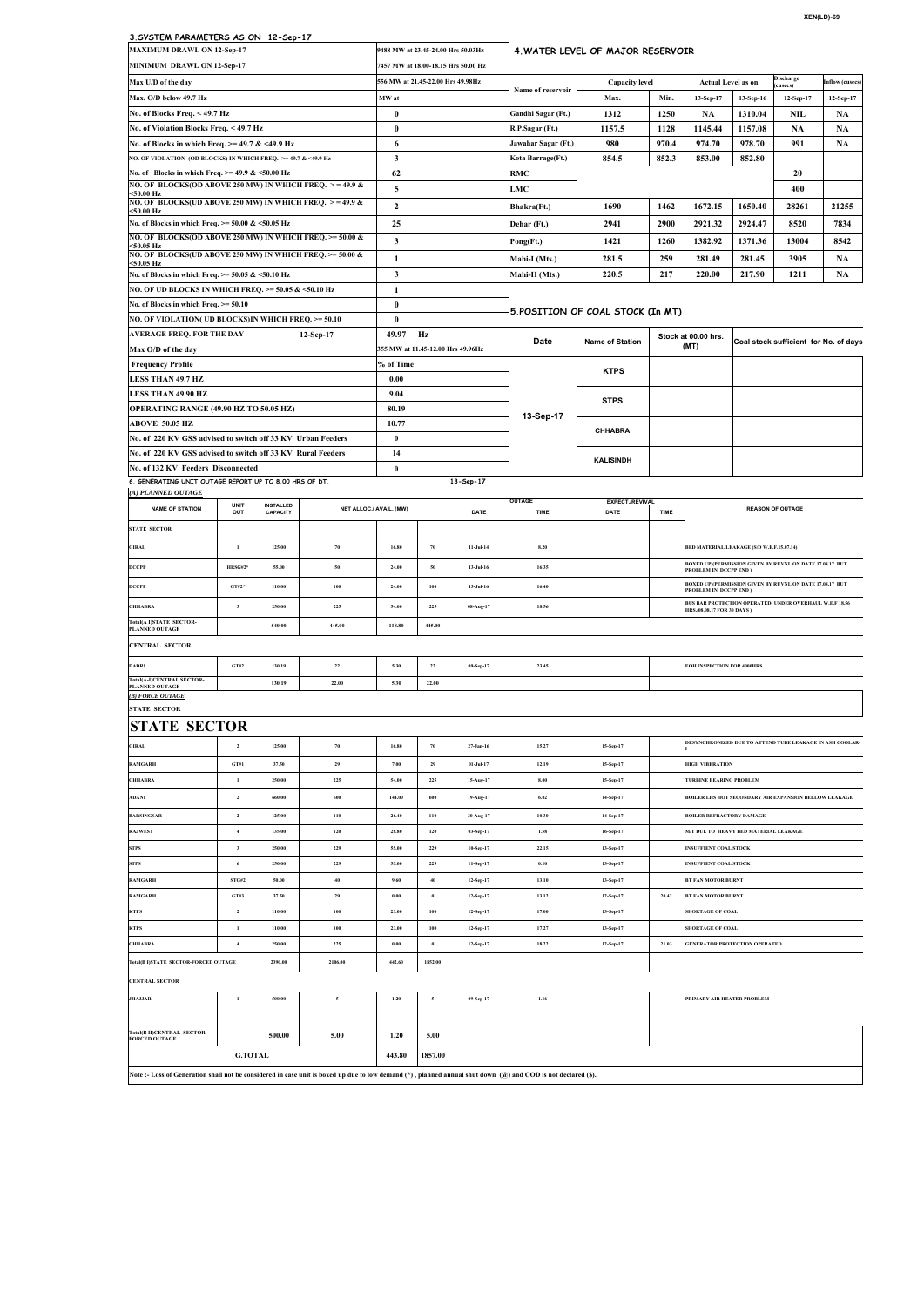XEN(LD)-69

## 3.SYSTEM PARAMETERS AS ON 12-Sep-17

| | | |
|---|---|---|
| MAXIMUM DRAWL ON 12-Sep-17 | | 9488 MW at 23.45-24.00 Hrs 50.03Hz |
| MINIMUM DRAWL ON 12-Sep-17 | | 7457 MW at 18.00-18.15 Hrs 50.00 Hz |
| Max U/D of the day | | 556 MW at 21.45-22.00 Hrs 49.98Hz |
| Max. O/D below 49.7 Hz | | MW at |
| No. of Blocks Freq. < 49.7 Hz | | 0 |
| No. of Violation Blocks Freq. < 49.7 Hz | | 0 |
| No. of Blocks in which Freq. >= 49.7 & <49.9 Hz | | 6 |
| NO. OF VIOLATION (OD BLOCKS) IN WHICH FREQ. >= 49.7 & <49.9 Hz | | 3 |
| No. of Blocks in which Freq. >= 49.9 & <50.00 Hz | | 62 |
| NO. OF BLOCKS(OD ABOVE 250 MW) IN WHICH FREQ. > = 49.9 & <50.00 Hz | | 5 |
| NO. OF BLOCKS(UD ABOVE 250 MW) IN WHICH FREQ. > = 49.9 & <50.00 Hz | | 2 |
| No. of Blocks in which Freq. >= 50.00 & <50.05 Hz | | 25 |
| NO. OF BLOCKS(OD ABOVE 250 MW) IN WHICH FREQ. >= 50.00 & <50.05 Hz | | 3 |
| NO. OF BLOCKS(UD ABOVE 250 MW) IN WHICH FREQ. >= 50.00 & <50.05 Hz | | 1 |
| No. of Blocks in which Freq. >= 50.05 & <50.10 Hz | | 3 |
| NO. OF UD BLOCKS IN WHICH FREQ. >= 50.05 & <50.10 Hz | | 1 |
| No. of Blocks in which Freq. >= 50.10 | | 0 |
| NO. OF VIOLATION( UD BLOCKS)IN WHICH FREQ. >= 50.10 | | 0 |
| AVERAGE FREQ. FOR THE DAY | 12-Sep-17 | 49.97 Hz |
| Max O/D of the day | | 355 MW at 11.45-12.00 Hrs 49.96Hz |
| Frequency Profile | | % of Time |
| LESS THAN 49.7 HZ | | 0.00 |
| LESS THAN 49.90 HZ | | 9.04 |
| OPERATING RANGE (49.90 HZ TO 50.05 HZ) | | 80.19 |
| ABOVE 50.05 HZ | | 10.77 |
| No. of 220 KV GSS advised to switch off 33 KV Urban Feeders | | 0 |
| No. of 220 KV GSS advised to switch off 33 KV Rural Feeders | | 14 |
| No. of 132 KV Feeders Disconnected | | 0 |

## 4.WATER LEVEL OF MAJOR RESERVOIR

| Name of reservoir | Capacity level | | Actual Level as on | | Discharge (cusecs) | Inflow (cusecs) |
|---|---|---|---|---|---|---|
| | Max. | Min. | 13-Sep-17 | 13-Sep-16 | 12-Sep-17 | 12-Sep-17 |
| Gandhi Sagar (Ft.) | 1312 | 1250 | NA | 1310.04 | NIL | NA |
| R.P.Sagar (Ft.) | 1157.5 | 1128 | 1145.44 | 1157.08 | NA | NA |
| Jawahar Sagar (Ft.) | 980 | 970.4 | 974.70 | 978.70 | 991 | NA |
| Kota Barrage(Ft.) | 854.5 | 852.3 | 853.00 | 852.80 | | |
| RMC | | | | | 20 | |
| LMC | | | | | 400 | |
| Bhakra(Ft.) | 1690 | 1462 | 1672.15 | 1650.40 | 28261 | 21255 |
| Dehar (Ft.) | 2941 | 2900 | 2921.32 | 2924.47 | 8520 | 7834 |
| Pong(Ft.) | 1421 | 1260 | 1382.92 | 1371.36 | 13004 | 8542 |
| Mahi-I (Mts.) | 281.5 | 259 | 281.49 | 281.45 | 3905 | NA |
| Mahi-II (Mts.) | 220.5 | 217 | 220.00 | 217.90 | 1211 | NA |

## 5.POSITION OF COAL STOCK (In MT)

| Date | Name of Station | Stock at 00.00 hrs. (MT) | Coal stock sufficient for No. of days |
|---|---|---|---|
| 13-Sep-17 | KTPS | | |
| | STPS | | |
| | CHHABRA | | |
| | KALISINDH | | |

## 6. GENERATING UNIT OUTAGE REPORT UP TO 8.00 HRS OF DT. 13-Sep-17

### (A) PLANNED OUTAGE

| NAME OF STATION | UNIT OUT | INSTALLED CAPACITY | NET ALLOC./ AVAIL. (MW) | | | OUTAGE DATE | OUTAGE TIME | EXPECT./REVIVAL DATE | EXPECT./REVIVAL TIME | REASON OF OUTAGE |
|---|---|---|---|---|---|---|---|---|---|---|
| STATE SECTOR | | | | | | | | | | |
| GIRAL | 1 | 125.00 | 70 | 16.80 | 70 | 11-Jul-14 | 8.20 | | | BED MATERIAL LEAKAGE (S/D W.E.F.15.07.14) |
| DCCPP | HRSG#2* | 55.00 | 50 | 24.00 | 50 | 13-Jul-16 | 16.35 | | | BOXED UP(PERMISSION GIVEN BY RUVNL ON DATE 17.08.17 BUT PROBLEM IN DCCPP END ) |
| DCCPP | GT#2* | 110.00 | 100 | 24.00 | 100 | 13-Jul-16 | 16.40 | | | BOXED UP(PERMISSION GIVEN BY RUVNL ON DATE 17.08.17 BUT PROBLEM IN DCCPP END ) |
| CHHABRA | 3 | 250.00 | 225 | 54.00 | 225 | 08-Aug-17 | 18.56 | | | BUS BAR PROTECTION OPERATED( UNDER OVERHAUL W.E.F 18.56 HRS./08.08.17 FOR 30 DAYS ) |
| Total(A I)STATE SECTOR-PLANNED OUTAGE | | 540.00 | 445.00 | 118.80 | 445.00 | | | | | |
| CENTRAL SECTOR | | | | | | | | | | |
| DADRI | GT#2 | 130.19 | 22 | 5.30 | 22 | 09-Sep-17 | 23.45 | | | EOH INSPECTION FOR 4000HRS |
| Total(A-I)CENTRAL SECTOR-PLANNED OUTAGE | | 130.19 | 22.00 | 5.30 | 22.00 | | | | | |

### (B) FORCE OUTAGE

| NAME OF STATION | UNIT OUT | INSTALLED CAPACITY | NET ALLOC./ AVAIL. (MW) | | | OUTAGE DATE | OUTAGE TIME | EXPECT./REVIVAL DATE | EXPECT./REVIVAL TIME | REASON OF OUTAGE |
|---|---|---|---|---|---|---|---|---|---|---|
| STATE SECTOR | | | | | | | | | | |
| GIRAL | 2 | 125.00 | 70 | 16.80 | 70 | 27-Jan-16 | 15.27 | 15-Sep-17 | | DESYNCHRONIZED DUE TO ATTEND TUBE LEAKAGE IN ASH COOLAR-I |
| RAMGARH | GT#1 | 37.50 | 29 | 7.00 | 29 | 01-Jul-17 | 12.19 | 15-Sep-17 | | HIGH VIBRATION |
| CHHABRA | 1 | 250.00 | 225 | 54.00 | 225 | 15-Aug-17 | 8.00 | 15-Sep-17 | | TURBINE BEARING PROBLEM |
| ADANI | 2 | 660.00 | 600 | 144.00 | 600 | 19-Aug-17 | 6.02 | 14-Sep-17 | | BOILER LHS HOT SECONDARY AIR EXPANSION BELLOW LEAKAGE |
| BARSINGSAR | 2 | 125.00 | 110 | 26.40 | 110 | 30-Aug-17 | 10.30 | 14-Sep-17 | | BOILER REFRACTORY DAMAGE |
| RAJWEST | 4 | 135.00 | 120 | 28.80 | 120 | 03-Sep-17 | 1.58 | 16-Sep-17 | | S/T DUE TO HEAVY BED MATERIAL LEAKAGE |
| STPS | 3 | 250.00 | 229 | 55.00 | 229 | 10-Sep-17 | 22.15 | 13-Sep-17 | | INSUFFIENT COAL STOCK |
| STPS | 6 | 250.00 | 229 | 55.00 | 229 | 11-Sep-17 | 0.10 | 13-Sep-17 | | INSUFFIENT COAL STOCK |
| RAMGARH | STG#2 | 50.00 | 40 | 9.60 | 40 | 12-Sep-17 | 13.10 | 13-Sep-17 | | BT FAN MOTOR BURNT |
| RAMGARH | GT#3 | 37.50 | 29 | 0.00 | 0 | 12-Sep-17 | 13.12 | 12-Sep-17 | 20.42 | BT FAN MOTOR BURNT |
| KTPS | 2 | 110.00 | 100 | 23.00 | 100 | 12-Sep-17 | 17.00 | 13-Sep-17 | | SHORTAGE OF COAL |
| KTPS | 1 | 110.00 | 100 | 23.00 | 100 | 12-Sep-17 | 17.27 | 13-Sep-17 | | SHORTAGE OF COAL |
| CHHABRA | 4 | 250.00 | 225 | 0.00 | 0 | 12-Sep-17 | 18.22 | 12-Sep-17 | 21.03 | GENERATOR PROTECTION OPERATED |
| Total(B I)STATE SECTOR-FORCED OUTAGE | | 2390.00 | 2106.00 | 442.60 | 1852.00 | | | | | |
| CENTRAL SECTOR | | | | | | | | | | |
| JHAJJAR | 1 | 500.00 | 5 | 1.20 | 5 | 09-Sep-17 | 1.16 | | | PRIMARY AIR HEATER PROBLEM |
| Total(B II)CENTRAL SECTOR-FORCED OUTAGE | | 500.00 | 5.00 | 1.20 | 5.00 | | | | | |
| G.TOTAL | | | | 443.80 | 1857.00 | | | | | |

Note :- Loss of Generation shall not be considered in case unit is boxed up due to low demand (*) , planned annual shut down (@) and COD is not declared ($).